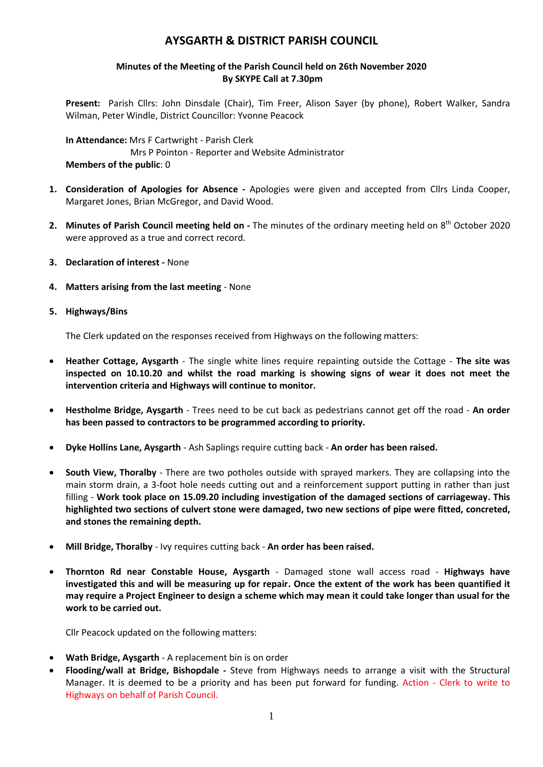# AYSGARTH & DISTRICT PARISH COUNCIL

**Minutes of the Meeting of the Parish Council held on 26th November 2020**
**By SKYPE Call at 7.30pm**

**Present:** Parish Cllrs: John Dinsdale (Chair), Tim Freer, Alison Sayer (by phone), Robert Walker, Sandra Wilman, Peter Windle, District Councillor: Yvonne Peacock

**In Attendance:** Mrs F Cartwright - Parish Clerk
Mrs P Pointon - Reporter and Website Administrator
**Members of the public**: 0

1. **Consideration of Apologies for Absence -** Apologies were given and accepted from Cllrs Linda Cooper, Margaret Jones, Brian McGregor, and David Wood.

2. **Minutes of Parish Council meeting held on -** The minutes of the ordinary meeting held on 8th October 2020 were approved as a true and correct record.

3. **Declaration of interest -** None

4. **Matters arising from the last meeting** - None

5. **Highways/Bins**

The Clerk updated on the responses received from Highways on the following matters:

- **Heather Cottage, Aysgarth** - The single white lines require repainting outside the Cottage - **The site was inspected on 10.10.20 and whilst the road marking is showing signs of wear it does not meet the intervention criteria and Highways will continue to monitor.**

- **Hestholme Bridge, Aysgarth** - Trees need to be cut back as pedestrians cannot get off the road - **An order has been passed to contractors to be programmed according to priority.**

- **Dyke Hollins Lane, Aysgarth** - Ash Saplings require cutting back - **An order has been raised.**

- **South View, Thoralby** - There are two potholes outside with sprayed markers. They are collapsing into the main storm drain, a 3-foot hole needs cutting out and a reinforcement support putting in rather than just filling - **Work took place on 15.09.20 including investigation of the damaged sections of carriageway. This highlighted two sections of culvert stone were damaged, two new sections of pipe were fitted, concreted, and stones the remaining depth.**

- **Mill Bridge, Thoralby** - Ivy requires cutting back - **An order has been raised.**

- **Thornton Rd near Constable House, Aysgarth** - Damaged stone wall access road - **Highways have investigated this and will be measuring up for repair. Once the extent of the work has been quantified it may require a Project Engineer to design a scheme which may mean it could take longer than usual for the work to be carried out.**

Cllr Peacock updated on the following matters:

- **Wath Bridge, Aysgarth** - A replacement bin is on order
- **Flooding/wall at Bridge, Bishopdale -** Steve from Highways needs to arrange a visit with the Structural Manager. It is deemed to be a priority and has been put forward for funding. Action - Clerk to write to Highways on behalf of Parish Council.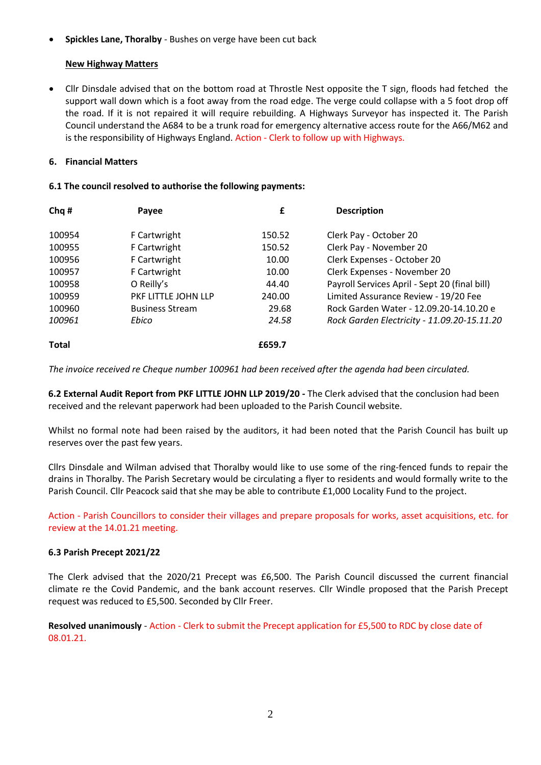- **Spickles Lane, Thoralby** - Bushes on verge have been cut back

**New Highway Matters**

- Cllr Dinsdale advised that on the bottom road at Throstle Nest opposite the T sign, floods had fetched the support wall down which is a foot away from the road edge. The verge could collapse with a 5 foot drop off the road. If it is not repaired it will require rebuilding. A Highways Surveyor has inspected it. The Parish Council understand the A684 to be a trunk road for emergency alternative access route for the A66/M62 and is the responsibility of Highways England. Action - Clerk to follow up with Highways.

**6. Financial Matters**

**6.1 The council resolved to authorise the following payments:**

| Chq # | Payee | £ | Description |
|---|---|---|---|
| 100954 | F Cartwright | 150.52 | Clerk Pay - October 20 |
| 100955 | F Cartwright | 150.52 | Clerk Pay - November 20 |
| 100956 | F Cartwright | 10.00 | Clerk Expenses - October 20 |
| 100957 | F Cartwright | 10.00 | Clerk Expenses - November 20 |
| 100958 | O Reilly's | 44.40 | Payroll Services April - Sept 20 (final bill) |
| 100959 | PKF LITTLE JOHN LLP | 240.00 | Limited Assurance Review - 19/20 Fee |
| 100960 | Business Stream | 29.68 | Rock Garden Water - 12.09.20-14.10.20 e |
| *100961* | *Ebico* | *24.58* | *Rock Garden Electricity - 11.09.20-15.11.20* |
| **Total** | | **£659.7** | |

*The invoice received re Cheque number 100961 had been received after the agenda had been circulated.*

**6.2 External Audit Report from PKF LITTLE JOHN LLP 2019/20 -** The Clerk advised that the conclusion had been received and the relevant paperwork had been uploaded to the Parish Council website.

Whilst no formal note had been raised by the auditors, it had been noted that the Parish Council has built up reserves over the past few years.

Cllrs Dinsdale and Wilman advised that Thoralby would like to use some of the ring-fenced funds to repair the drains in Thoralby. The Parish Secretary would be circulating a flyer to residents and would formally write to the Parish Council. Cllr Peacock said that she may be able to contribute £1,000 Locality Fund to the project.

Action - Parish Councillors to consider their villages and prepare proposals for works, asset acquisitions, etc. for review at the 14.01.21 meeting.

**6.3 Parish Precept 2021/22**

The Clerk advised that the 2020/21 Precept was £6,500. The Parish Council discussed the current financial climate re the Covid Pandemic, and the bank account reserves. Cllr Windle proposed that the Parish Precept request was reduced to £5,500. Seconded by Cllr Freer.

**Resolved unanimously** - Action - Clerk to submit the Precept application for £5,500 to RDC by close date of 08.01.21.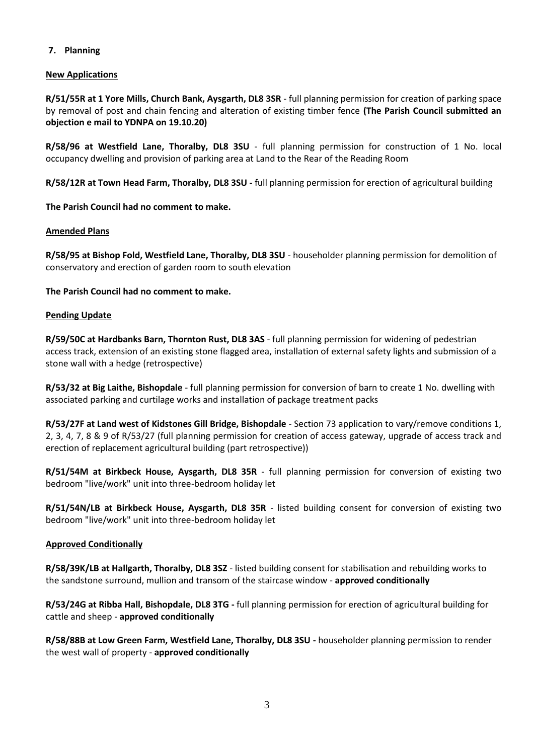## 7. Planning

**New Applications**

**R/51/55R at 1 Yore Mills, Church Bank, Aysgarth, DL8 3SR** - full planning permission for creation of parking space by removal of post and chain fencing and alteration of existing timber fence **(The Parish Council submitted an objection e mail to YDNPA on 19.10.20)**

**R/58/96 at Westfield Lane, Thoralby, DL8 3SU** - full planning permission for construction of 1 No. local occupancy dwelling and provision of parking area at Land to the Rear of the Reading Room

**R/58/12R at Town Head Farm, Thoralby, DL8 3SU -** full planning permission for erection of agricultural building

**The Parish Council had no comment to make.**

**Amended Plans**

**R/58/95 at Bishop Fold, Westfield Lane, Thoralby, DL8 3SU** - householder planning permission for demolition of conservatory and erection of garden room to south elevation

**The Parish Council had no comment to make.**

**Pending Update**

**R/59/50C at Hardbanks Barn, Thornton Rust, DL8 3AS** - full planning permission for widening of pedestrian access track, extension of an existing stone flagged area, installation of external safety lights and submission of a stone wall with a hedge (retrospective)

**R/53/32 at Big Laithe, Bishopdale** - full planning permission for conversion of barn to create 1 No. dwelling with associated parking and curtilage works and installation of package treatment packs

**R/53/27F at Land west of Kidstones Gill Bridge, Bishopdale** - Section 73 application to vary/remove conditions 1, 2, 3, 4, 7, 8 & 9 of R/53/27 (full planning permission for creation of access gateway, upgrade of access track and erection of replacement agricultural building (part retrospective))

**R/51/54M at Birkbeck House, Aysgarth, DL8 35R** - full planning permission for conversion of existing two bedroom "live/work" unit into three-bedroom holiday let

**R/51/54N/LB at Birkbeck House, Aysgarth, DL8 35R** - listed building consent for conversion of existing two bedroom "live/work" unit into three-bedroom holiday let

**Approved Conditionally**

**R/58/39K/LB at Hallgarth, Thoralby, DL8 3SZ** - listed building consent for stabilisation and rebuilding works to the sandstone surround, mullion and transom of the staircase window - **approved conditionally**

**R/53/24G at Ribba Hall, Bishopdale, DL8 3TG -** full planning permission for erection of agricultural building for cattle and sheep - **approved conditionally**

**R/58/88B at Low Green Farm, Westfield Lane, Thoralby, DL8 3SU -** householder planning permission to render the west wall of property - **approved conditionally**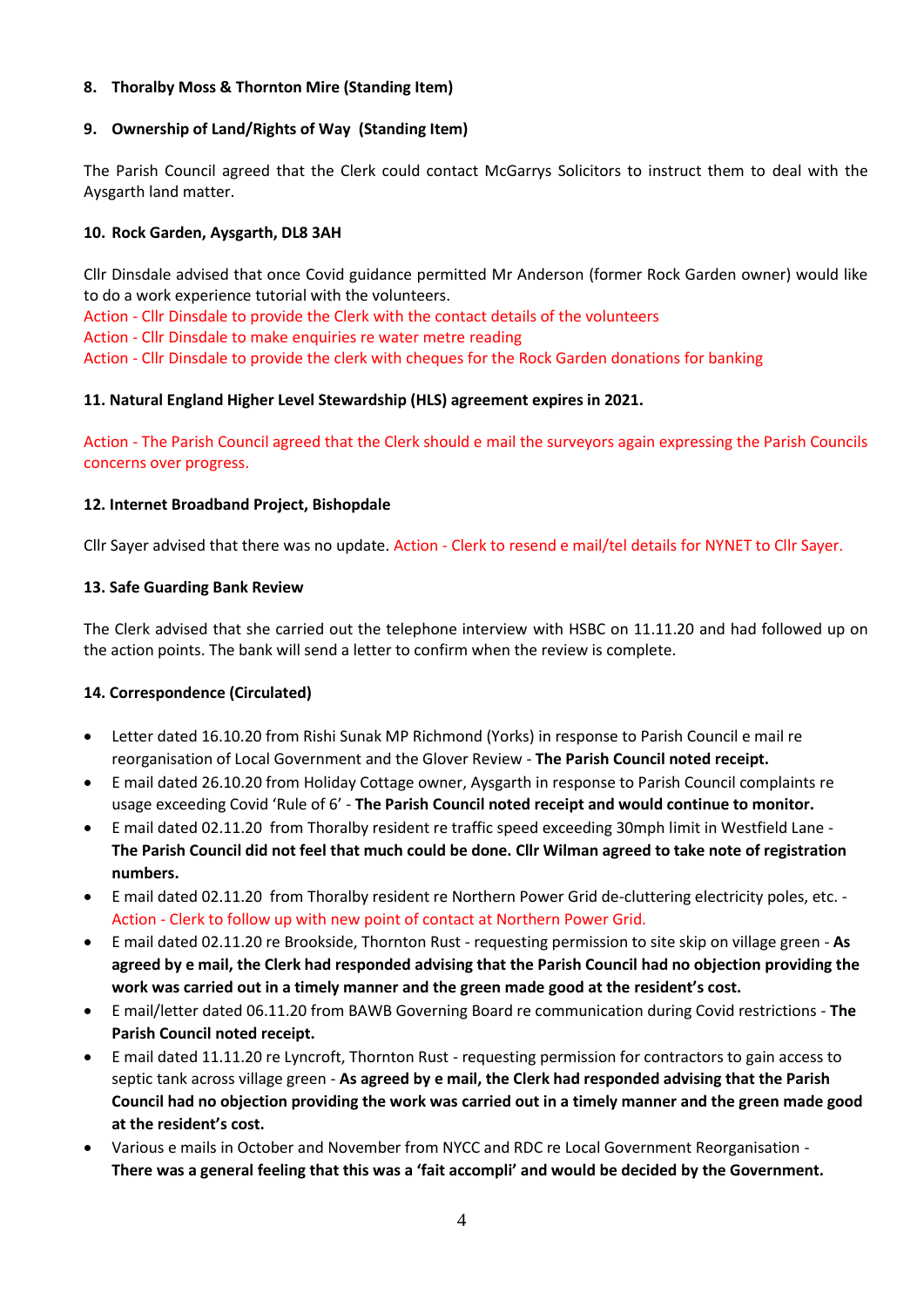**8. Thoralby Moss & Thornton Mire (Standing Item)**

**9. Ownership of Land/Rights of Way (Standing Item)**

The Parish Council agreed that the Clerk could contact McGarrys Solicitors to instruct them to deal with the Aysgarth land matter.

**10. Rock Garden, Aysgarth, DL8 3AH**

Cllr Dinsdale advised that once Covid guidance permitted Mr Anderson (former Rock Garden owner) would like to do a work experience tutorial with the volunteers.
Action - Cllr Dinsdale to provide the Clerk with the contact details of the volunteers
Action - Cllr Dinsdale to make enquiries re water metre reading
Action - Cllr Dinsdale to provide the clerk with cheques for the Rock Garden donations for banking

**11. Natural England Higher Level Stewardship (HLS) agreement expires in 2021.**

Action - The Parish Council agreed that the Clerk should e mail the surveyors again expressing the Parish Councils concerns over progress.

**12. Internet Broadband Project, Bishopdale**

Cllr Sayer advised that there was no update. Action - Clerk to resend e mail/tel details for NYNET to Cllr Sayer.

**13. Safe Guarding Bank Review**

The Clerk advised that she carried out the telephone interview with HSBC on 11.11.20 and had followed up on the action points. The bank will send a letter to confirm when the review is complete.

**14. Correspondence (Circulated)**

- Letter dated 16.10.20 from Rishi Sunak MP Richmond (Yorks) in response to Parish Council e mail re reorganisation of Local Government and the Glover Review - **The Parish Council noted receipt.**
- E mail dated 26.10.20 from Holiday Cottage owner, Aysgarth in response to Parish Council complaints re usage exceeding Covid 'Rule of 6' - **The Parish Council noted receipt and would continue to monitor.**
- E mail dated 02.11.20 from Thoralby resident re traffic speed exceeding 30mph limit in Westfield Lane - **The Parish Council did not feel that much could be done. Cllr Wilman agreed to take note of registration numbers.**
- E mail dated 02.11.20 from Thoralby resident re Northern Power Grid de-cluttering electricity poles, etc. - Action - Clerk to follow up with new point of contact at Northern Power Grid.
- E mail dated 02.11.20 re Brookside, Thornton Rust - requesting permission to site skip on village green - **As agreed by e mail, the Clerk had responded advising that the Parish Council had no objection providing the work was carried out in a timely manner and the green made good at the resident's cost.**
- E mail/letter dated 06.11.20 from BAWB Governing Board re communication during Covid restrictions - **The Parish Council noted receipt.**
- E mail dated 11.11.20 re Lyncroft, Thornton Rust - requesting permission for contractors to gain access to septic tank across village green - **As agreed by e mail, the Clerk had responded advising that the Parish Council had no objection providing the work was carried out in a timely manner and the green made good at the resident's cost.**
- Various e mails in October and November from NYCC and RDC re Local Government Reorganisation - **There was a general feeling that this was a 'fait accompli' and would be decided by the Government.**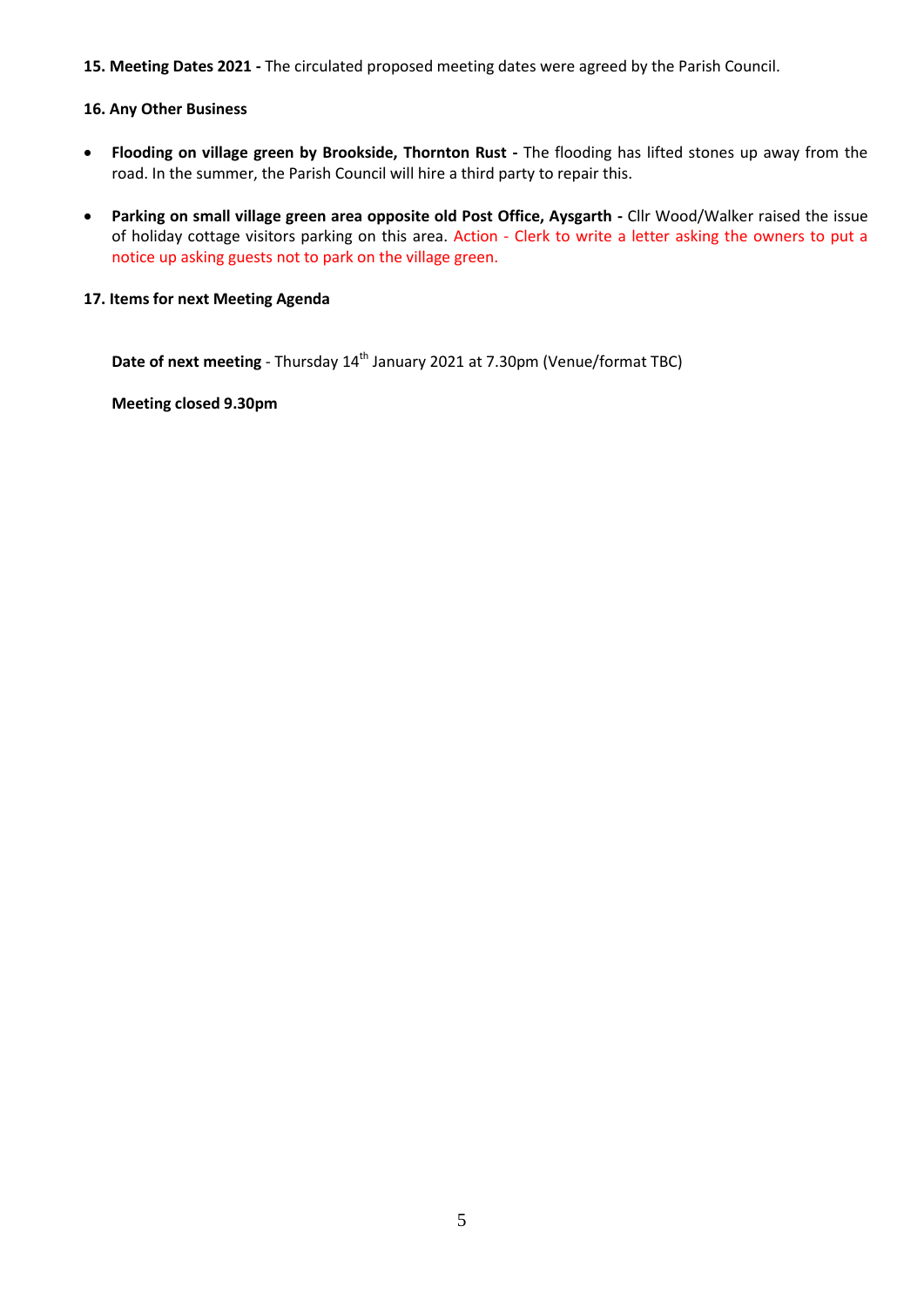**15. Meeting Dates 2021 -** The circulated proposed meeting dates were agreed by the Parish Council.

**16. Any Other Business**

- **Flooding on village green by Brookside, Thornton Rust -** The flooding has lifted stones up away from the road. In the summer, the Parish Council will hire a third party to repair this.
- **Parking on small village green area opposite old Post Office, Aysgarth -** Cllr Wood/Walker raised the issue of holiday cottage visitors parking on this area. Action - Clerk to write a letter asking the owners to put a notice up asking guests not to park on the village green.

**17. Items for next Meeting Agenda**

**Date of next meeting** - Thursday 14th January 2021 at 7.30pm (Venue/format TBC)

**Meeting closed 9.30pm**